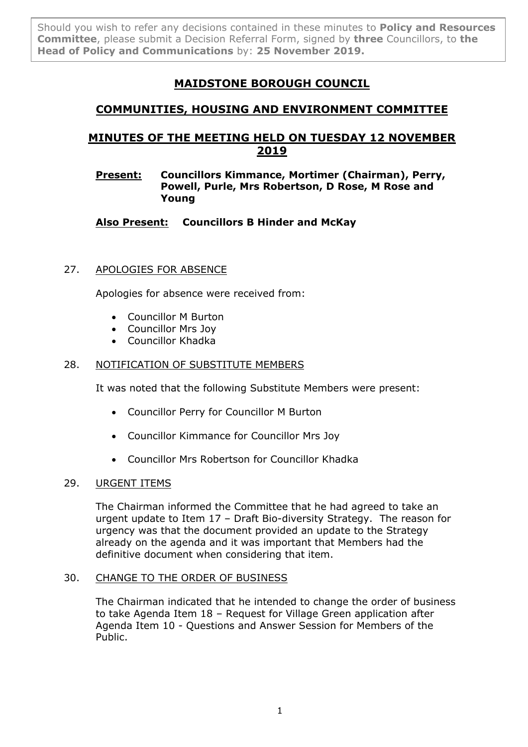Should you wish to refer any decisions contained in these minutes to **Policy and Resources Committee**, please submit a Decision Referral Form, signed by **three** Councillors, to **the Head of Policy and Communications** by: **25 November 2019.**

# MAIDSTONE BOROUGH COUNCIL

## COMMUNITIES, HOUSING AND ENVIRONMENT COMMITTEE

## MINUTES OF THE MEETING HELD ON TUESDAY 12 NOVEMBER 2019

**Present:** **Councillors Kimmance, Mortimer (Chairman), Perry, Powell, Purle, Mrs Robertson, D Rose, M Rose and Young**

**Also Present:** **Councillors B Hinder and McKay**

27. APOLOGIES FOR ABSENCE

Apologies for absence were received from:

- Councillor M Burton
- Councillor Mrs Joy
- Councillor Khadka

28. NOTIFICATION OF SUBSTITUTE MEMBERS

It was noted that the following Substitute Members were present:

- Councillor Perry for Councillor M Burton
- Councillor Kimmance for Councillor Mrs Joy
- Councillor Mrs Robertson for Councillor Khadka

29. URGENT ITEMS

The Chairman informed the Committee that he had agreed to take an urgent update to Item 17 – Draft Bio-diversity Strategy. The reason for urgency was that the document provided an update to the Strategy already on the agenda and it was important that Members had the definitive document when considering that item.

30. CHANGE TO THE ORDER OF BUSINESS

The Chairman indicated that he intended to change the order of business to take Agenda Item 18 – Request for Village Green application after Agenda Item 10 - Questions and Answer Session for Members of the Public.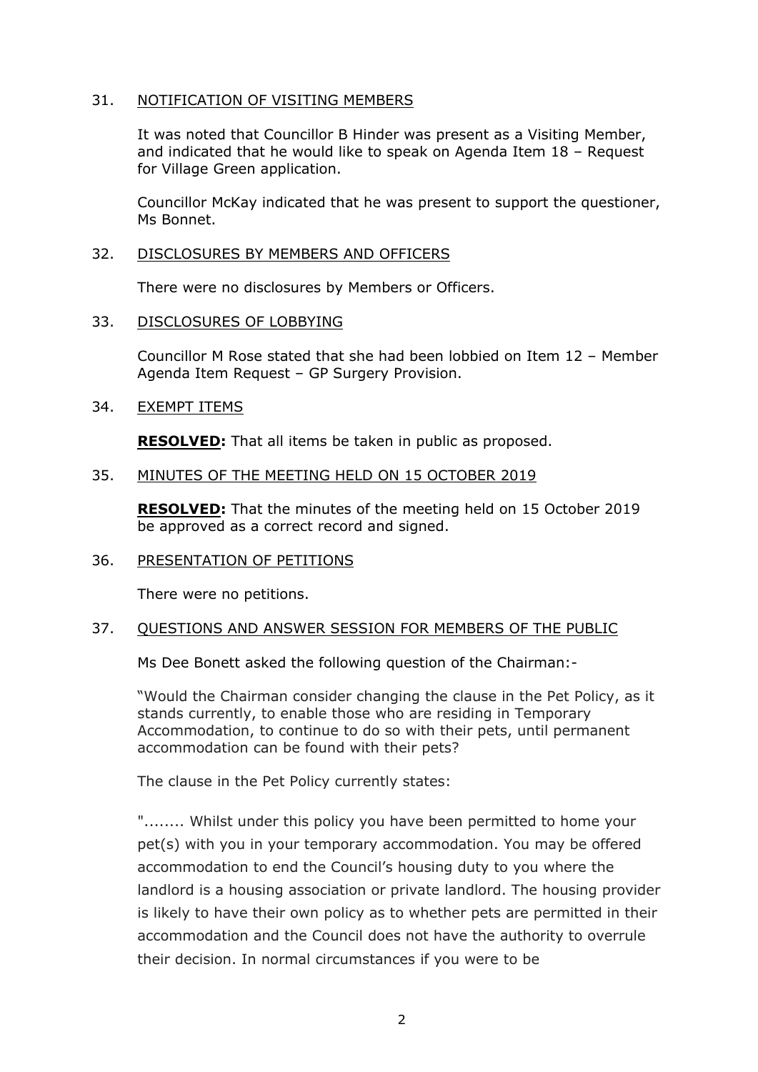31. <u>NOTIFICATION OF VISITING MEMBERS</u>

    It was noted that Councillor B Hinder was present as a Visiting Member, and indicated that he would like to speak on Agenda Item 18 – Request for Village Green application.

    Councillor McKay indicated that he was present to support the questioner, Ms Bonnet.

32. <u>DISCLOSURES BY MEMBERS AND OFFICERS</u>

    There were no disclosures by Members or Officers.

33. <u>DISCLOSURES OF LOBBYING</u>

    Councillor M Rose stated that she had been lobbied on Item 12 – Member Agenda Item Request – GP Surgery Provision.

34. <u>EXEMPT ITEMS</u>

    **<u>RESOLVED</u>:** That all items be taken in public as proposed.

35. <u>MINUTES OF THE MEETING HELD ON 15 OCTOBER 2019</u>

    **<u>RESOLVED</u>:** That the minutes of the meeting held on 15 October 2019 be approved as a correct record and signed.

36. <u>PRESENTATION OF PETITIONS</u>

    There were no petitions.

37. <u>QUESTIONS AND ANSWER SESSION FOR MEMBERS OF THE PUBLIC</u>

    Ms Dee Bonett asked the following question of the Chairman:-

    "Would the Chairman consider changing the clause in the Pet Policy, as it stands currently, to enable those who are residing in Temporary Accommodation, to continue to do so with their pets, until permanent accommodation can be found with their pets?

    The clause in the Pet Policy currently states:

    "........ Whilst under this policy you have been permitted to home your pet(s) with you in your temporary accommodation. You may be offered accommodation to end the Council's housing duty to you where the landlord is a housing association or private landlord. The housing provider is likely to have their own policy as to whether pets are permitted in their accommodation and the Council does not have the authority to overrule their decision. In normal circumstances if you were to be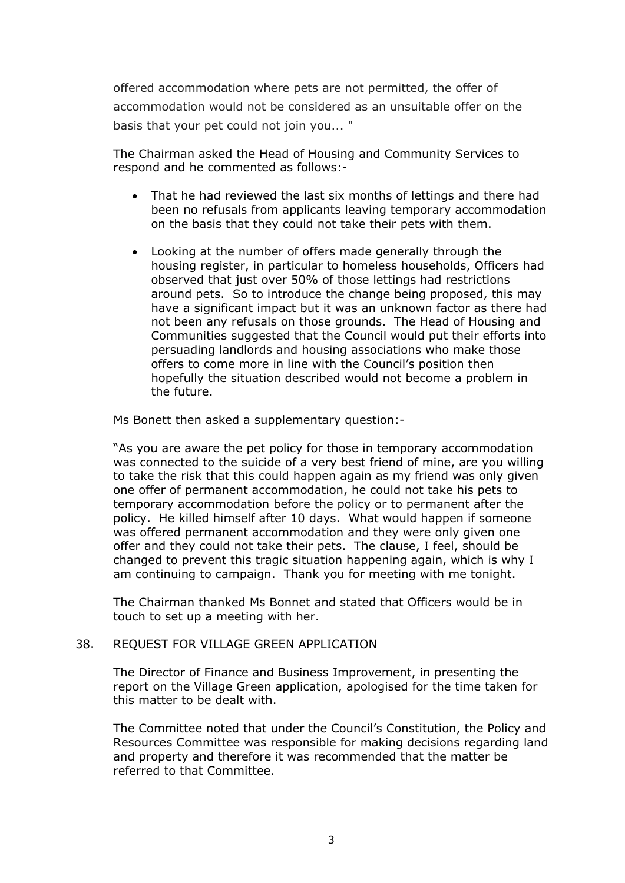offered accommodation where pets are not permitted, the offer of accommodation would not be considered as an unsuitable offer on the basis that your pet could not join you... "

The Chairman asked the Head of Housing and Community Services to respond and he commented as follows:-

- That he had reviewed the last six months of lettings and there had been no refusals from applicants leaving temporary accommodation on the basis that they could not take their pets with them.

- Looking at the number of offers made generally through the housing register, in particular to homeless households, Officers had observed that just over 50% of those lettings had restrictions around pets. So to introduce the change being proposed, this may have a significant impact but it was an unknown factor as there had not been any refusals on those grounds. The Head of Housing and Communities suggested that the Council would put their efforts into persuading landlords and housing associations who make those offers to come more in line with the Council's position then hopefully the situation described would not become a problem in the future.

Ms Bonett then asked a supplementary question:-

"As you are aware the pet policy for those in temporary accommodation was connected to the suicide of a very best friend of mine, are you willing to take the risk that this could happen again as my friend was only given one offer of permanent accommodation, he could not take his pets to temporary accommodation before the policy or to permanent after the policy. He killed himself after 10 days. What would happen if someone was offered permanent accommodation and they were only given one offer and they could not take their pets. The clause, I feel, should be changed to prevent this tragic situation happening again, which is why I am continuing to campaign. Thank you for meeting with me tonight.

The Chairman thanked Ms Bonnet and stated that Officers would be in touch to set up a meeting with her.

## 38. REQUEST FOR VILLAGE GREEN APPLICATION

The Director of Finance and Business Improvement, in presenting the report on the Village Green application, apologised for the time taken for this matter to be dealt with.

The Committee noted that under the Council's Constitution, the Policy and Resources Committee was responsible for making decisions regarding land and property and therefore it was recommended that the matter be referred to that Committee.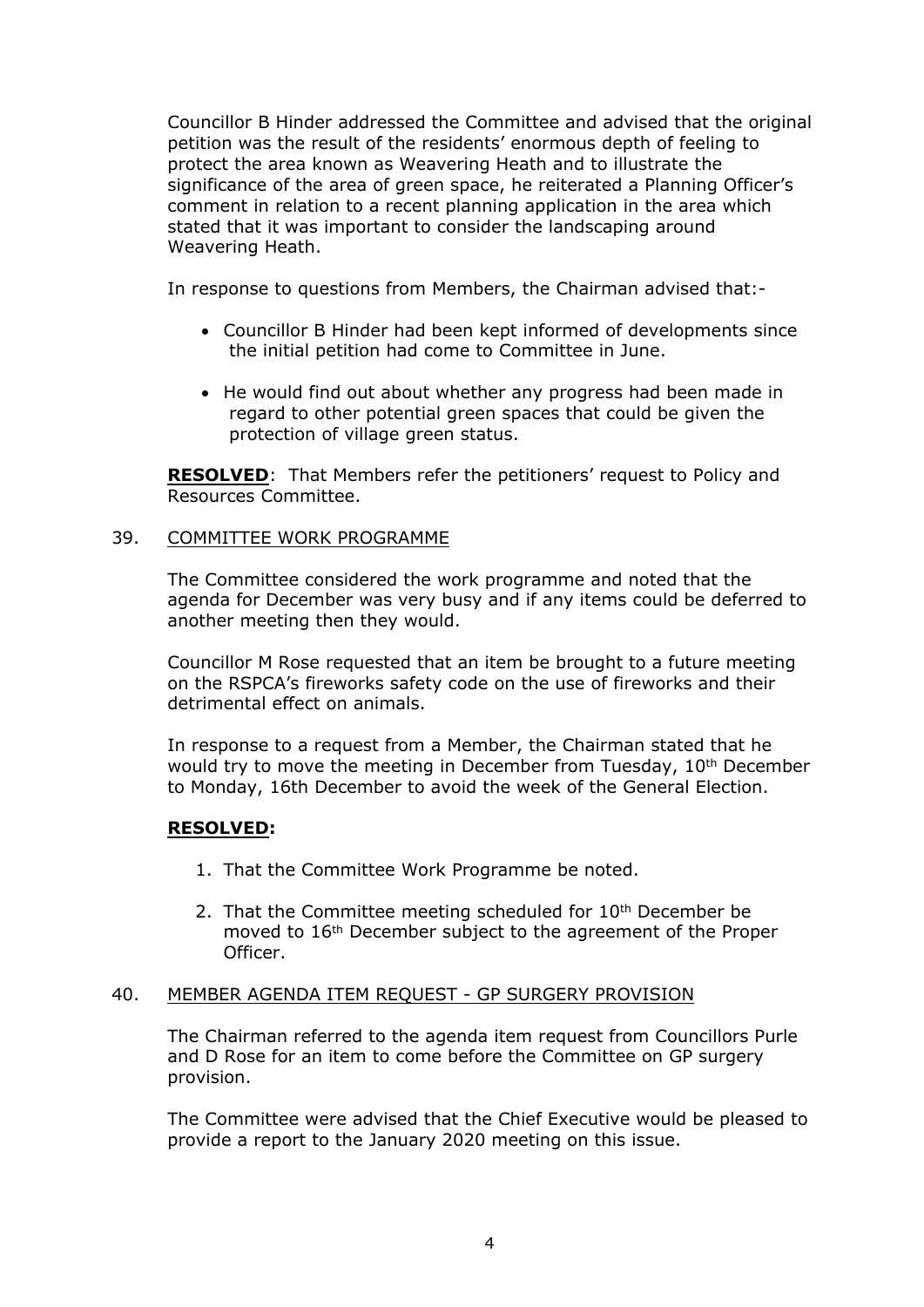Councillor B Hinder addressed the Committee and advised that the original petition was the result of the residents' enormous depth of feeling to protect the area known as Weavering Heath and to illustrate the significance of the area of green space, he reiterated a Planning Officer's comment in relation to a recent planning application in the area which stated that it was important to consider the landscaping around Weavering Heath.

In response to questions from Members, the Chairman advised that:-

- Councillor B Hinder had been kept informed of developments since the initial petition had come to Committee in June.
- He would find out about whether any progress had been made in regard to other potential green spaces that could be given the protection of village green status.

**RESOLVED**: That Members refer the petitioners' request to Policy and Resources Committee.

39. COMMITTEE WORK PROGRAMME

The Committee considered the work programme and noted that the agenda for December was very busy and if any items could be deferred to another meeting then they would.

Councillor M Rose requested that an item be brought to a future meeting on the RSPCA's fireworks safety code on the use of fireworks and their detrimental effect on animals.

In response to a request from a Member, the Chairman stated that he would try to move the meeting in December from Tuesday, 10th December to Monday, 16th December to avoid the week of the General Election.

**RESOLVED:**

1. That the Committee Work Programme be noted.
2. That the Committee meeting scheduled for 10th December be moved to 16th December subject to the agreement of the Proper Officer.

40. MEMBER AGENDA ITEM REQUEST - GP SURGERY PROVISION

The Chairman referred to the agenda item request from Councillors Purle and D Rose for an item to come before the Committee on GP surgery provision.

The Committee were advised that the Chief Executive would be pleased to provide a report to the January 2020 meeting on this issue.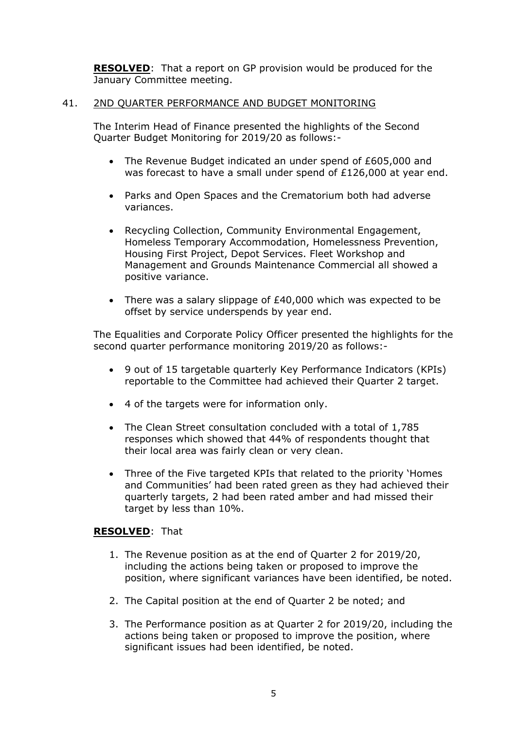**RESOLVED**: That a report on GP provision would be produced for the January Committee meeting.

41. 2ND QUARTER PERFORMANCE AND BUDGET MONITORING

The Interim Head of Finance presented the highlights of the Second Quarter Budget Monitoring for 2019/20 as follows:-

- The Revenue Budget indicated an under spend of £605,000 and was forecast to have a small under spend of £126,000 at year end.
- Parks and Open Spaces and the Crematorium both had adverse variances.
- Recycling Collection, Community Environmental Engagement, Homeless Temporary Accommodation, Homelessness Prevention, Housing First Project, Depot Services. Fleet Workshop and Management and Grounds Maintenance Commercial all showed a positive variance.
- There was a salary slippage of £40,000 which was expected to be offset by service underspends by year end.

The Equalities and Corporate Policy Officer presented the highlights for the second quarter performance monitoring 2019/20 as follows:-

- 9 out of 15 targetable quarterly Key Performance Indicators (KPIs) reportable to the Committee had achieved their Quarter 2 target.
- 4 of the targets were for information only.
- The Clean Street consultation concluded with a total of 1,785 responses which showed that 44% of respondents thought that their local area was fairly clean or very clean.
- Three of the Five targeted KPIs that related to the priority 'Homes and Communities' had been rated green as they had achieved their quarterly targets, 2 had been rated amber and had missed their target by less than 10%.

**RESOLVED**: That

1. The Revenue position as at the end of Quarter 2 for 2019/20, including the actions being taken or proposed to improve the position, where significant variances have been identified, be noted.
2. The Capital position at the end of Quarter 2 be noted; and
3. The Performance position as at Quarter 2 for 2019/20, including the actions being taken or proposed to improve the position, where significant issues had been identified, be noted.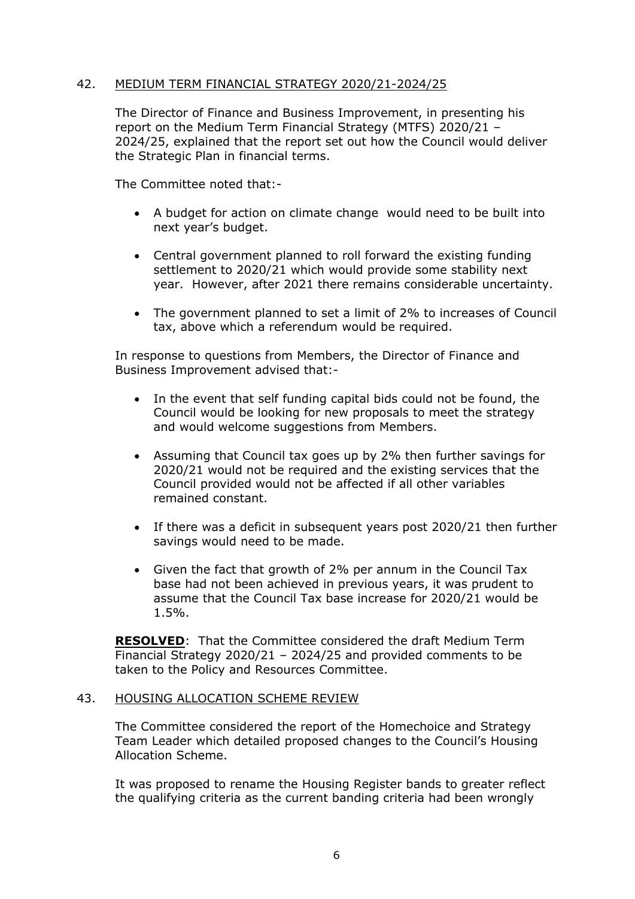## 42. MEDIUM TERM FINANCIAL STRATEGY 2020/21-2024/25

The Director of Finance and Business Improvement, in presenting his report on the Medium Term Financial Strategy (MTFS) 2020/21 – 2024/25, explained that the report set out how the Council would deliver the Strategic Plan in financial terms.

The Committee noted that:-

- A budget for action on climate change would need to be built into next year's budget.
- Central government planned to roll forward the existing funding settlement to 2020/21 which would provide some stability next year. However, after 2021 there remains considerable uncertainty.
- The government planned to set a limit of 2% to increases of Council tax, above which a referendum would be required.

In response to questions from Members, the Director of Finance and Business Improvement advised that:-

- In the event that self funding capital bids could not be found, the Council would be looking for new proposals to meet the strategy and would welcome suggestions from Members.
- Assuming that Council tax goes up by 2% then further savings for 2020/21 would not be required and the existing services that the Council provided would not be affected if all other variables remained constant.
- If there was a deficit in subsequent years post 2020/21 then further savings would need to be made.
- Given the fact that growth of 2% per annum in the Council Tax base had not been achieved in previous years, it was prudent to assume that the Council Tax base increase for 2020/21 would be 1.5%.

**RESOLVED**: That the Committee considered the draft Medium Term Financial Strategy 2020/21 – 2024/25 and provided comments to be taken to the Policy and Resources Committee.

## 43. HOUSING ALLOCATION SCHEME REVIEW

The Committee considered the report of the Homechoice and Strategy Team Leader which detailed proposed changes to the Council's Housing Allocation Scheme.

It was proposed to rename the Housing Register bands to greater reflect the qualifying criteria as the current banding criteria had been wrongly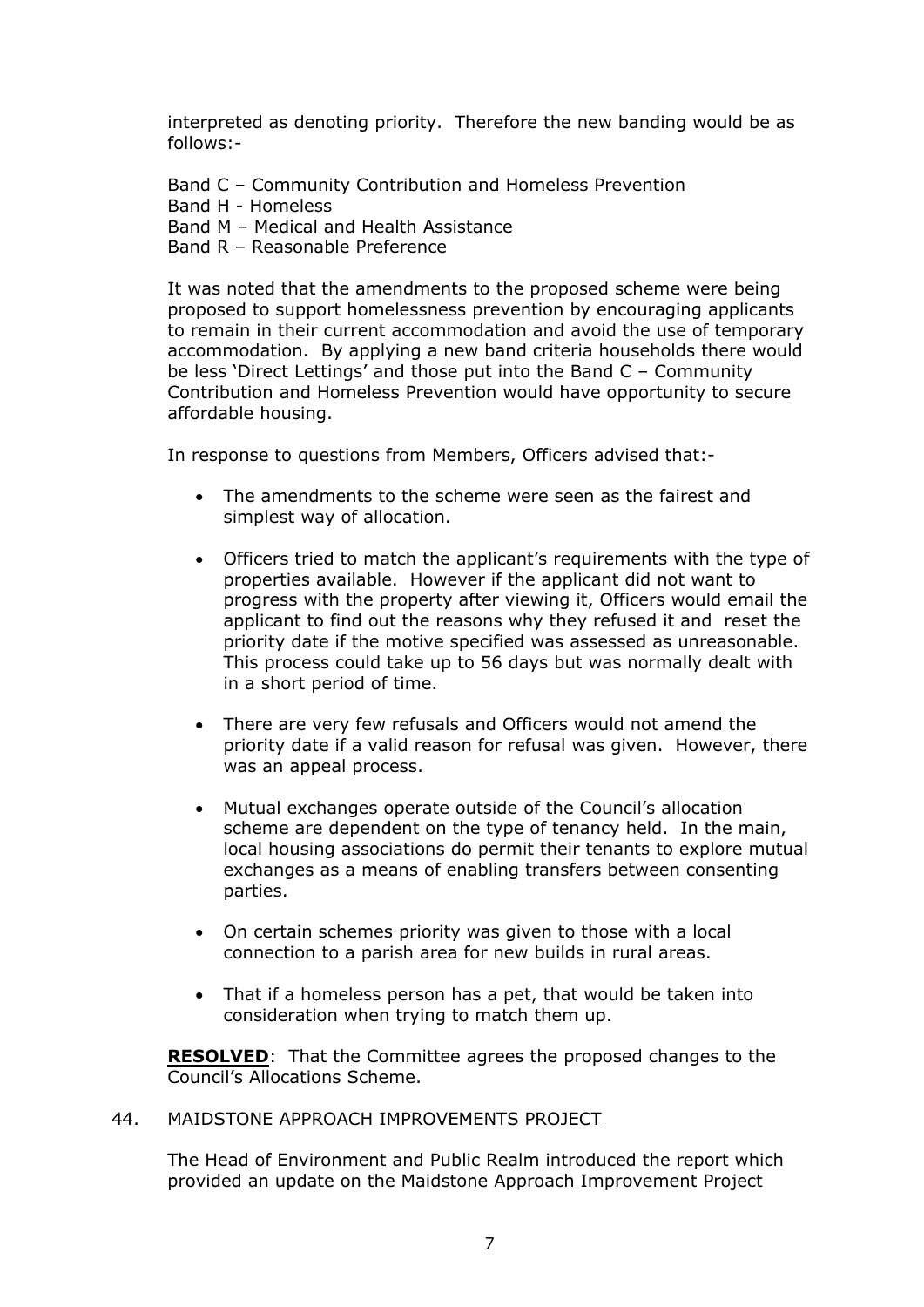interpreted as denoting priority. Therefore the new banding would be as follows:-

Band C – Community Contribution and Homeless Prevention
Band H - Homeless
Band M – Medical and Health Assistance
Band R – Reasonable Preference

It was noted that the amendments to the proposed scheme were being proposed to support homelessness prevention by encouraging applicants to remain in their current accommodation and avoid the use of temporary accommodation. By applying a new band criteria households there would be less 'Direct Lettings' and those put into the Band C – Community Contribution and Homeless Prevention would have opportunity to secure affordable housing.

In response to questions from Members, Officers advised that:-

- The amendments to the scheme were seen as the fairest and simplest way of allocation.
- Officers tried to match the applicant's requirements with the type of properties available. However if the applicant did not want to progress with the property after viewing it, Officers would email the applicant to find out the reasons why they refused it and reset the priority date if the motive specified was assessed as unreasonable. This process could take up to 56 days but was normally dealt with in a short period of time.
- There are very few refusals and Officers would not amend the priority date if a valid reason for refusal was given. However, there was an appeal process.
- Mutual exchanges operate outside of the Council's allocation scheme are dependent on the type of tenancy held. In the main, local housing associations do permit their tenants to explore mutual exchanges as a means of enabling transfers between consenting parties.
- On certain schemes priority was given to those with a local connection to a parish area for new builds in rural areas.
- That if a homeless person has a pet, that would be taken into consideration when trying to match them up.

**RESOLVED**: That the Committee agrees the proposed changes to the Council's Allocations Scheme.

44. MAIDSTONE APPROACH IMPROVEMENTS PROJECT

The Head of Environment and Public Realm introduced the report which provided an update on the Maidstone Approach Improvement Project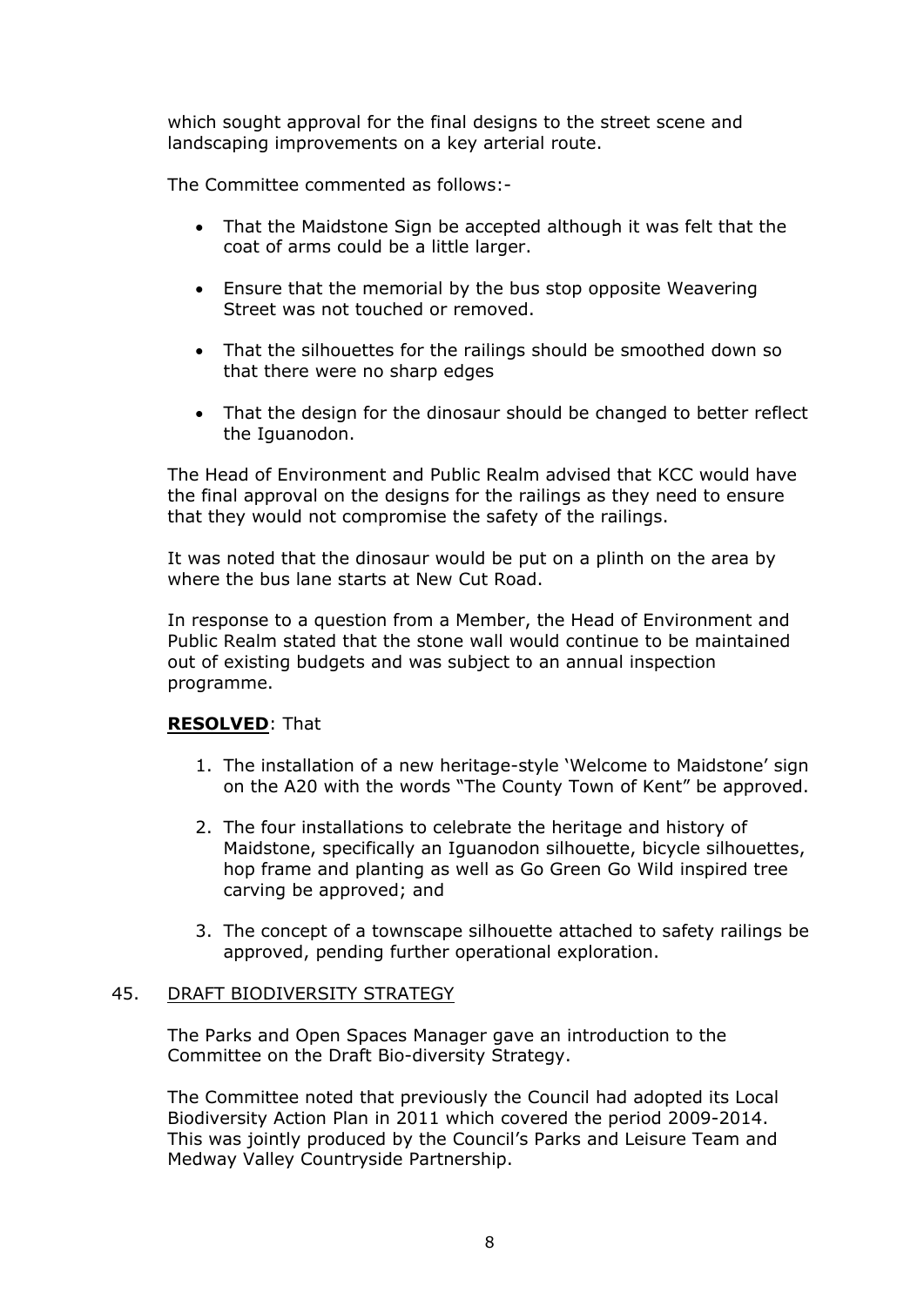which sought approval for the final designs to the street scene and landscaping improvements on a key arterial route.

The Committee commented as follows:-

- That the Maidstone Sign be accepted although it was felt that the coat of arms could be a little larger.
- Ensure that the memorial by the bus stop opposite Weavering Street was not touched or removed.
- That the silhouettes for the railings should be smoothed down so that there were no sharp edges
- That the design for the dinosaur should be changed to better reflect the Iguanodon.

The Head of Environment and Public Realm advised that KCC would have the final approval on the designs for the railings as they need to ensure that they would not compromise the safety of the railings.

It was noted that the dinosaur would be put on a plinth on the area by where the bus lane starts at New Cut Road.

In response to a question from a Member, the Head of Environment and Public Realm stated that the stone wall would continue to be maintained out of existing budgets and was subject to an annual inspection programme.

**RESOLVED**: That

1. The installation of a new heritage-style 'Welcome to Maidstone' sign on the A20 with the words "The County Town of Kent" be approved.
2. The four installations to celebrate the heritage and history of Maidstone, specifically an Iguanodon silhouette, bicycle silhouettes, hop frame and planting as well as Go Green Go Wild inspired tree carving be approved; and
3. The concept of a townscape silhouette attached to safety railings be approved, pending further operational exploration.

## 45. DRAFT BIODIVERSITY STRATEGY

The Parks and Open Spaces Manager gave an introduction to the Committee on the Draft Bio-diversity Strategy.

The Committee noted that previously the Council had adopted its Local Biodiversity Action Plan in 2011 which covered the period 2009-2014. This was jointly produced by the Council's Parks and Leisure Team and Medway Valley Countryside Partnership.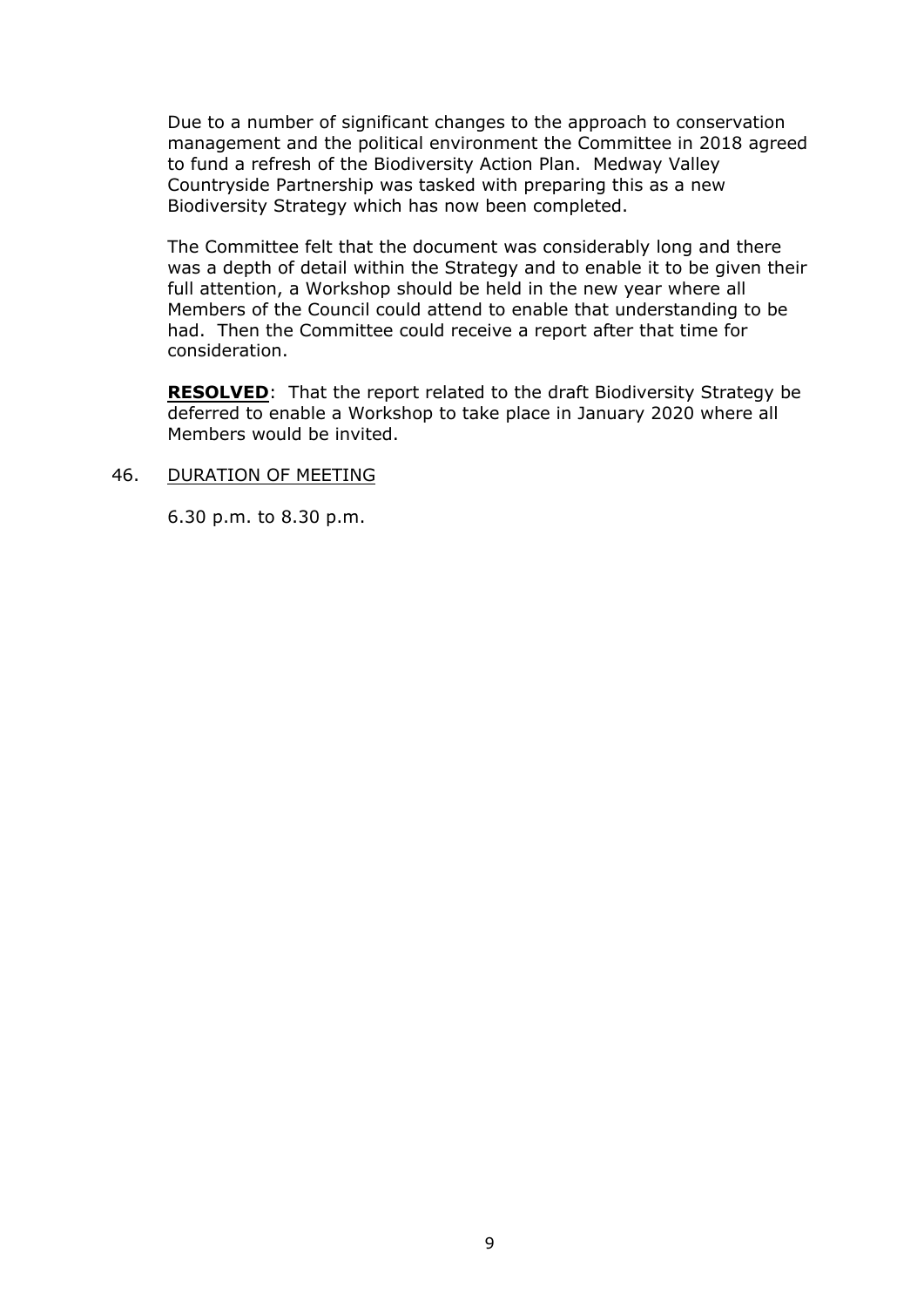Due to a number of significant changes to the approach to conservation management and the political environment the Committee in 2018 agreed to fund a refresh of the Biodiversity Action Plan. Medway Valley Countryside Partnership was tasked with preparing this as a new Biodiversity Strategy which has now been completed.

The Committee felt that the document was considerably long and there was a depth of detail within the Strategy and to enable it to be given their full attention, a Workshop should be held in the new year where all Members of the Council could attend to enable that understanding to be had. Then the Committee could receive a report after that time for consideration.

**RESOLVED**: That the report related to the draft Biodiversity Strategy be deferred to enable a Workshop to take place in January 2020 where all Members would be invited.

46. DURATION OF MEETING

6.30 p.m. to 8.30 p.m.